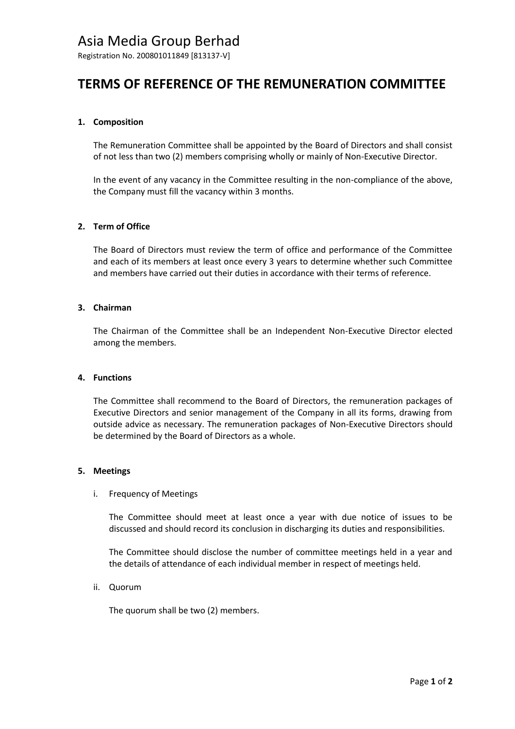# Asia Media Group Berhad

Registration No. 200801011849 [813137-V]

## TERMS OF REFERENCE OF THE REMUNERATION COMMITTEE

### 1. Composition

The Remuneration Committee shall be appointed by the Board of Directors and shall consist of not less than two (2) members comprising wholly or mainly of Non-Executive Director.

In the event of any vacancy in the Committee resulting in the non-compliance of the above, the Company must fill the vacancy within 3 months.

### 2. Term of Office

The Board of Directors must review the term of office and performance of the Committee and each of its members at least once every 3 years to determine whether such Committee and members have carried out their duties in accordance with their terms of reference.

### 3. Chairman

The Chairman of the Committee shall be an Independent Non-Executive Director elected among the members.

### 4. Functions

The Committee shall recommend to the Board of Directors, the remuneration packages of Executive Directors and senior management of the Company in all its forms, drawing from outside advice as necessary. The remuneration packages of Non-Executive Directors should be determined by the Board of Directors as a whole.

### 5. Meetings

i. Frequency of Meetings

The Committee should meet at least once a year with due notice of issues to be discussed and should record its conclusion in discharging its duties and responsibilities.

The Committee should disclose the number of committee meetings held in a year and the details of attendance of each individual member in respect of meetings held.

ii. Quorum

The quorum shall be two (2) members.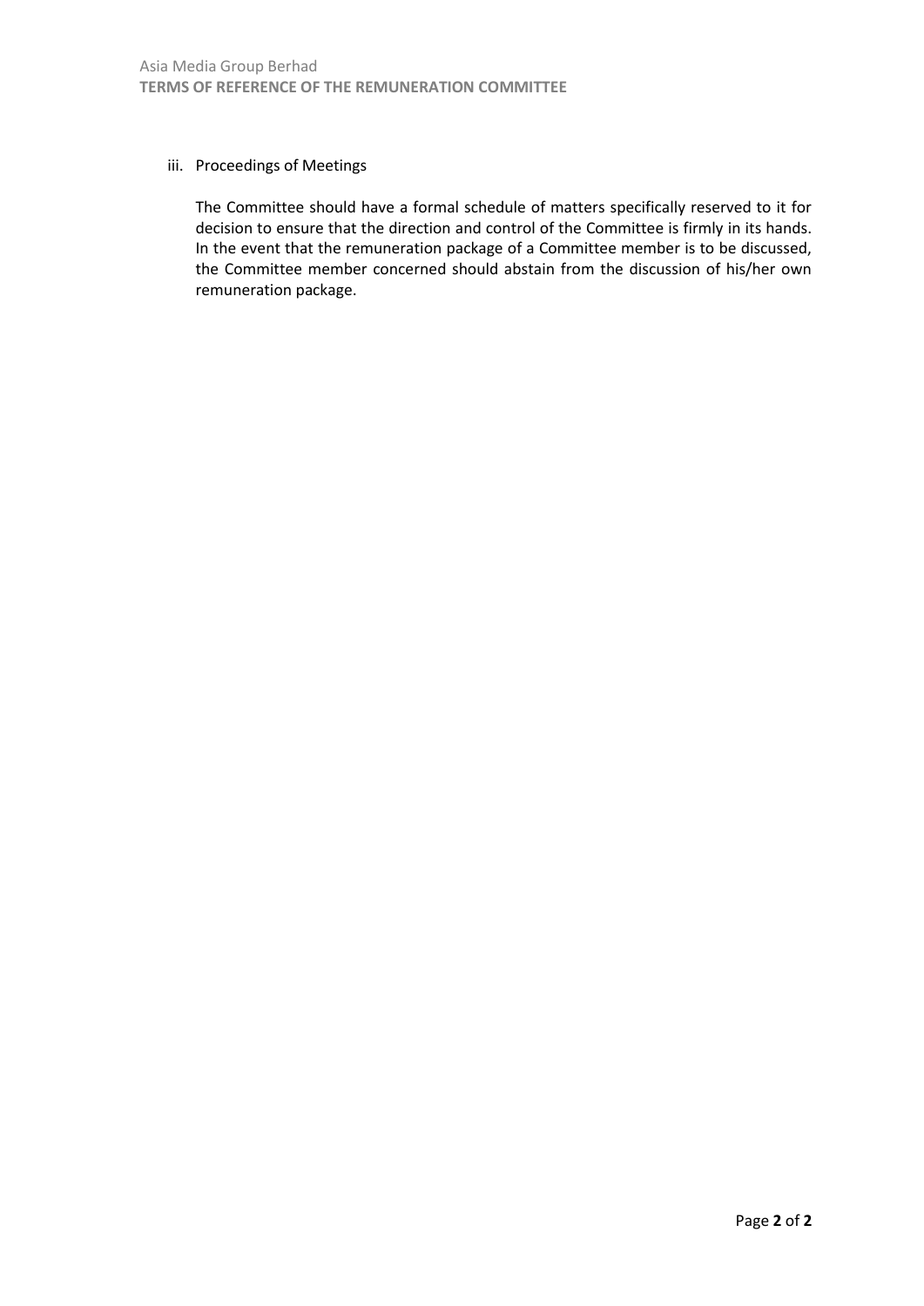iii. Proceedings of Meetings

The Committee should have a formal schedule of matters specifically reserved to it for decision to ensure that the direction and control of the Committee is firmly in its hands. In the event that the remuneration package of a Committee member is to be discussed, the Committee member concerned should abstain from the discussion of his/her own remuneration package.